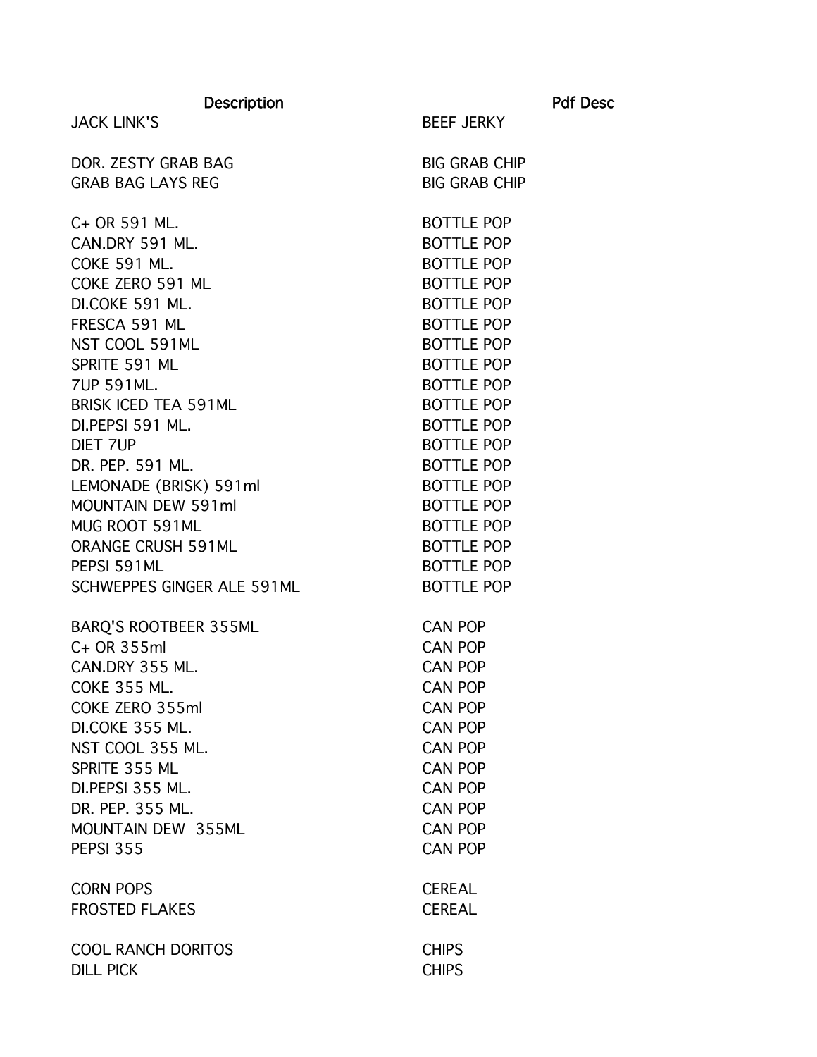| Description | Pdf Desc |
| --- | --- |
| JACK LINK'S | BEEF JERKY |
| | |
| DOR. ZESTY GRAB BAG | BIG GRAB CHIP |
| GRAB BAG LAYS REG | BIG GRAB CHIP |
| | |
| C+ OR 591 ML. | BOTTLE POP |
| CAN.DRY 591 ML. | BOTTLE POP |
| COKE 591 ML. | BOTTLE POP |
| COKE ZERO 591 ML | BOTTLE POP |
| DI.COKE 591 ML. | BOTTLE POP |
| FRESCA 591 ML | BOTTLE POP |
| NST COOL 591ML | BOTTLE POP |
| SPRITE 591 ML | BOTTLE POP |
| 7UP 591ML. | BOTTLE POP |
| BRISK ICED TEA 591ML | BOTTLE POP |
| DI.PEPSI 591 ML. | BOTTLE POP |
| DIET 7UP | BOTTLE POP |
| DR. PEP. 591 ML. | BOTTLE POP |
| LEMONADE (BRISK) 591ml | BOTTLE POP |
| MOUNTAIN DEW 591ml | BOTTLE POP |
| MUG ROOT 591ML | BOTTLE POP |
| ORANGE CRUSH 591ML | BOTTLE POP |
| PEPSI 591ML | BOTTLE POP |
| SCHWEPPES GINGER ALE 591ML | BOTTLE POP |
| | |
| BARQ'S ROOTBEER 355ML | CAN POP |
| C+ OR 355ml | CAN POP |
| CAN.DRY 355 ML. | CAN POP |
| COKE 355 ML. | CAN POP |
| COKE ZERO 355ml | CAN POP |
| DI.COKE 355 ML. | CAN POP |
| NST COOL 355 ML. | CAN POP |
| SPRITE 355 ML | CAN POP |
| DI.PEPSI 355 ML. | CAN POP |
| DR. PEP. 355 ML. | CAN POP |
| MOUNTAIN DEW 355ML | CAN POP |
| PEPSI 355 | CAN POP |
| | |
| CORN POPS | CEREAL |
| FROSTED FLAKES | CEREAL |
| | |
| COOL RANCH DORITOS | CHIPS |
| DILL PICK | CHIPS |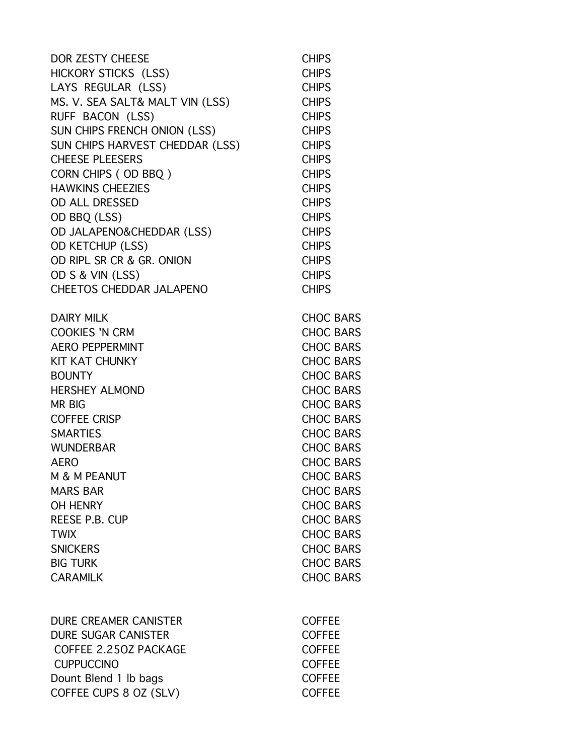| | |
|---|---|
| DOR ZESTY CHEESE | CHIPS |
| HICKORY STICKS (LSS) | CHIPS |
| LAYS REGULAR (LSS) | CHIPS |
| MS. V. SEA SALT& MALT VIN (LSS) | CHIPS |
| RUFF BACON (LSS) | CHIPS |
| SUN CHIPS FRENCH ONION (LSS) | CHIPS |
| SUN CHIPS HARVEST CHEDDAR (LSS) | CHIPS |
| CHEESE PLEESERS | CHIPS |
| CORN CHIPS ( OD BBQ ) | CHIPS |
| HAWKINS CHEEZIES | CHIPS |
| OD ALL DRESSED | CHIPS |
| OD BBQ (LSS) | CHIPS |
| OD JALAPENO&CHEDDAR (LSS) | CHIPS |
| OD KETCHUP (LSS) | CHIPS |
| OD RIPL SR CR & GR. ONION | CHIPS |
| OD S & VIN (LSS) | CHIPS |
| CHEETOS CHEDDAR JALAPENO | CHIPS |
| | |
| DAIRY MILK | CHOC BARS |
| COOKIES 'N CRM | CHOC BARS |
| AERO PEPPERMINT | CHOC BARS |
| KIT KAT CHUNKY | CHOC BARS |
| BOUNTY | CHOC BARS |
| HERSHEY ALMOND | CHOC BARS |
| MR BIG | CHOC BARS |
| COFFEE CRISP | CHOC BARS |
| SMARTIES | CHOC BARS |
| WUNDERBAR | CHOC BARS |
| AERO | CHOC BARS |
| M & M PEANUT | CHOC BARS |
| MARS BAR | CHOC BARS |
| OH HENRY | CHOC BARS |
| REESE P.B. CUP | CHOC BARS |
| TWIX | CHOC BARS |
| SNICKERS | CHOC BARS |
| BIG TURK | CHOC BARS |
| CARAMILK | CHOC BARS |
| | |
| DURE CREAMER CANISTER | COFFEE |
| DURE SUGAR CANISTER | COFFEE |
| COFFEE 2.25OZ PACKAGE | COFFEE |
| CUPPUCCINO | COFFEE |
| Dount Blend 1 lb bags | COFFEE |
| COFFEE CUPS 8 OZ (SLV) | COFFEE |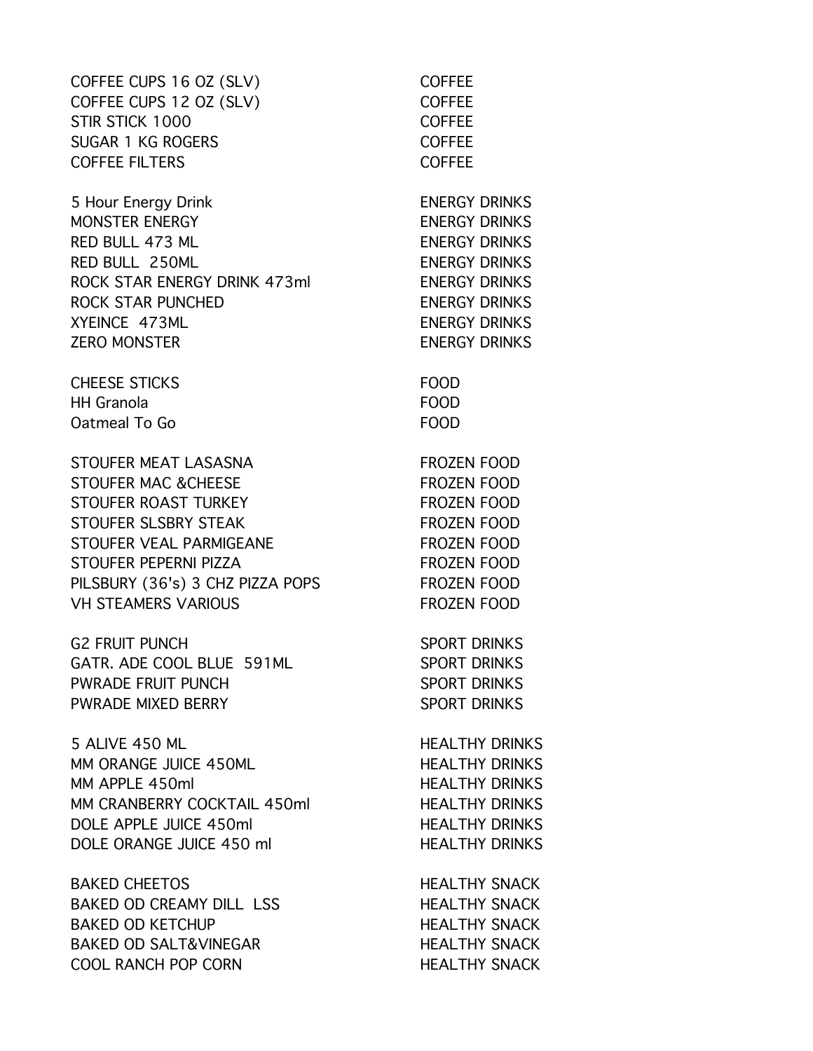| | |
|---|---|
| COFFEE CUPS 16 OZ (SLV) | COFFEE |
| COFFEE CUPS 12 OZ (SLV) | COFFEE |
| STIR STICK 1000 | COFFEE |
| SUGAR 1 KG ROGERS | COFFEE |
| COFFEE FILTERS | COFFEE |
| | |
| 5 Hour Energy Drink | ENERGY DRINKS |
| MONSTER ENERGY | ENERGY DRINKS |
| RED BULL 473 ML | ENERGY DRINKS |
| RED BULL 250ML | ENERGY DRINKS |
| ROCK STAR ENERGY DRINK 473ml | ENERGY DRINKS |
| ROCK STAR PUNCHED | ENERGY DRINKS |
| XYEINCE 473ML | ENERGY DRINKS |
| ZERO MONSTER | ENERGY DRINKS |
| | |
| CHEESE STICKS | FOOD |
| HH Granola | FOOD |
| Oatmeal To Go | FOOD |
| | |
| STOUFER MEAT LASASNA | FROZEN FOOD |
| STOUFER MAC &CHEESE | FROZEN FOOD |
| STOUFER ROAST TURKEY | FROZEN FOOD |
| STOUFER SLSBRY STEAK | FROZEN FOOD |
| STOUFER VEAL PARMIGEANE | FROZEN FOOD |
| STOUFER PEPERNI PIZZA | FROZEN FOOD |
| PILSBURY (36's) 3 CHZ PIZZA POPS | FROZEN FOOD |
| VH STEAMERS VARIOUS | FROZEN FOOD |
| | |
| G2 FRUIT PUNCH | SPORT DRINKS |
| GATR. ADE COOL BLUE 591ML | SPORT DRINKS |
| PWRADE FRUIT PUNCH | SPORT DRINKS |
| PWRADE MIXED BERRY | SPORT DRINKS |
| | |
| 5 ALIVE 450 ML | HEALTHY DRINKS |
| MM ORANGE JUICE 450ML | HEALTHY DRINKS |
| MM APPLE 450ml | HEALTHY DRINKS |
| MM CRANBERRY COCKTAIL 450ml | HEALTHY DRINKS |
| DOLE APPLE JUICE 450ml | HEALTHY DRINKS |
| DOLE ORANGE JUICE 450 ml | HEALTHY DRINKS |
| | |
| BAKED CHEETOS | HEALTHY SNACK |
| BAKED OD CREAMY DILL LSS | HEALTHY SNACK |
| BAKED OD KETCHUP | HEALTHY SNACK |
| BAKED OD SALT&VINEGAR | HEALTHY SNACK |
| COOL RANCH POP CORN | HEALTHY SNACK |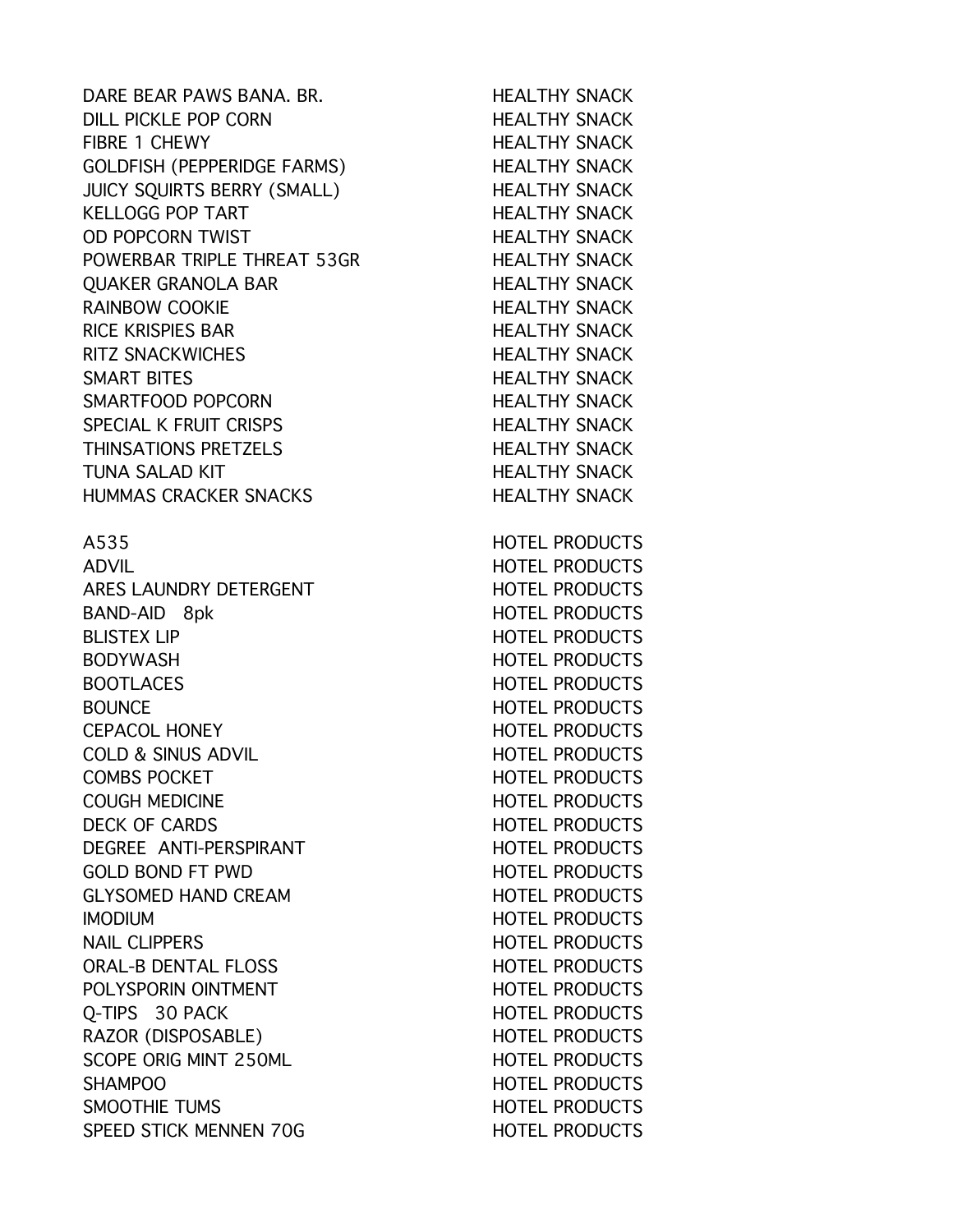| | |
|---|---|
| DARE BEAR PAWS BANA. BR. | HEALTHY SNACK |
| DILL PICKLE POP CORN | HEALTHY SNACK |
| FIBRE 1 CHEWY | HEALTHY SNACK |
| GOLDFISH (PEPPERIDGE FARMS) | HEALTHY SNACK |
| JUICY SQUIRTS BERRY (SMALL) | HEALTHY SNACK |
| KELLOGG POP TART | HEALTHY SNACK |
| OD POPCORN TWIST | HEALTHY SNACK |
| POWERBAR TRIPLE THREAT 53GR | HEALTHY SNACK |
| QUAKER GRANOLA BAR | HEALTHY SNACK |
| RAINBOW COOKIE | HEALTHY SNACK |
| RICE KRISPIES BAR | HEALTHY SNACK |
| RITZ SNACKWICHES | HEALTHY SNACK |
| SMART BITES | HEALTHY SNACK |
| SMARTFOOD POPCORN | HEALTHY SNACK |
| SPECIAL K FRUIT CRISPS | HEALTHY SNACK |
| THINSATIONS PRETZELS | HEALTHY SNACK |
| TUNA SALAD KIT | HEALTHY SNACK |
| HUMMAS CRACKER SNACKS | HEALTHY SNACK |
| | |
| A535 | HOTEL PRODUCTS |
| ADVIL | HOTEL PRODUCTS |
| ARES LAUNDRY DETERGENT | HOTEL PRODUCTS |
| BAND-AID 8pk | HOTEL PRODUCTS |
| BLISTEX LIP | HOTEL PRODUCTS |
| BODYWASH | HOTEL PRODUCTS |
| BOOTLACES | HOTEL PRODUCTS |
| BOUNCE | HOTEL PRODUCTS |
| CEPACOL HONEY | HOTEL PRODUCTS |
| COLD & SINUS ADVIL | HOTEL PRODUCTS |
| COMBS POCKET | HOTEL PRODUCTS |
| COUGH MEDICINE | HOTEL PRODUCTS |
| DECK OF CARDS | HOTEL PRODUCTS |
| DEGREE ANTI-PERSPIRANT | HOTEL PRODUCTS |
| GOLD BOND FT PWD | HOTEL PRODUCTS |
| GLYSOMED HAND CREAM | HOTEL PRODUCTS |
| IMODIUM | HOTEL PRODUCTS |
| NAIL CLIPPERS | HOTEL PRODUCTS |
| ORAL-B DENTAL FLOSS | HOTEL PRODUCTS |
| POLYSPORIN OINTMENT | HOTEL PRODUCTS |
| Q-TIPS 30 PACK | HOTEL PRODUCTS |
| RAZOR (DISPOSABLE) | HOTEL PRODUCTS |
| SCOPE ORIG MINT 250ML | HOTEL PRODUCTS |
| SHAMPOO | HOTEL PRODUCTS |
| SMOOTHIE TUMS | HOTEL PRODUCTS |
| SPEED STICK MENNEN 70G | HOTEL PRODUCTS |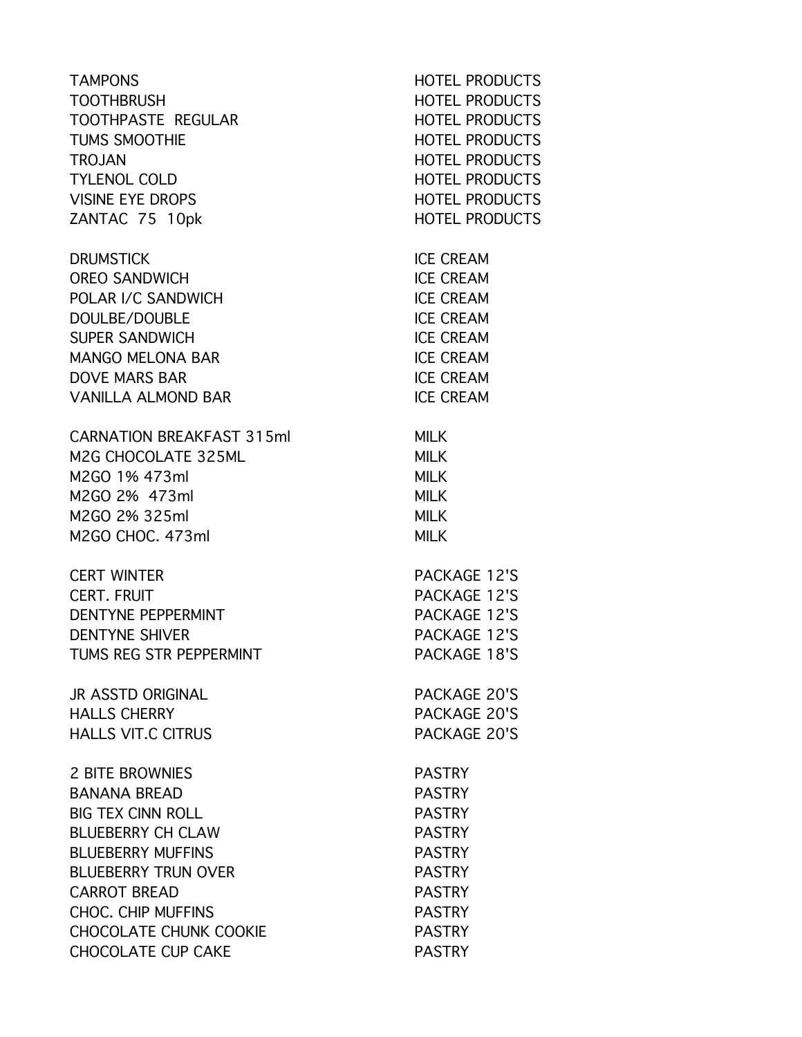| | |
|---|---|
| TAMPONS | HOTEL PRODUCTS |
| TOOTHBRUSH | HOTEL PRODUCTS |
| TOOTHPASTE REGULAR | HOTEL PRODUCTS |
| TUMS SMOOTHIE | HOTEL PRODUCTS |
| TROJAN | HOTEL PRODUCTS |
| TYLENOL COLD | HOTEL PRODUCTS |
| VISINE EYE DROPS | HOTEL PRODUCTS |
| ZANTAC 75 10pk | HOTEL PRODUCTS |
| | |
| DRUMSTICK | ICE CREAM |
| OREO SANDWICH | ICE CREAM |
| POLAR I/C SANDWICH | ICE CREAM |
| DOULBE/DOUBLE | ICE CREAM |
| SUPER SANDWICH | ICE CREAM |
| MANGO MELONA BAR | ICE CREAM |
| DOVE MARS BAR | ICE CREAM |
| VANILLA ALMOND BAR | ICE CREAM |
| | |
| CARNATION BREAKFAST 315ml | MILK |
| M2G CHOCOLATE 325ML | MILK |
| M2GO 1% 473ml | MILK |
| M2GO 2% 473ml | MILK |
| M2GO 2% 325ml | MILK |
| M2GO CHOC. 473ml | MILK |
| | |
| CERT WINTER | PACKAGE 12'S |
| CERT. FRUIT | PACKAGE 12'S |
| DENTYNE PEPPERMINT | PACKAGE 12'S |
| DENTYNE SHIVER | PACKAGE 12'S |
| TUMS REG STR PEPPERMINT | PACKAGE 18'S |
| | |
| JR ASSTD ORIGINAL | PACKAGE 20'S |
| HALLS CHERRY | PACKAGE 20'S |
| HALLS VIT.C CITRUS | PACKAGE 20'S |
| | |
| 2 BITE BROWNIES | PASTRY |
| BANANA BREAD | PASTRY |
| BIG TEX CINN ROLL | PASTRY |
| BLUEBERRY CH CLAW | PASTRY |
| BLUEBERRY MUFFINS | PASTRY |
| BLUEBERRY TRUN OVER | PASTRY |
| CARROT BREAD | PASTRY |
| CHOC. CHIP MUFFINS | PASTRY |
| CHOCOLATE CHUNK COOKIE | PASTRY |
| CHOCOLATE CUP CAKE | PASTRY |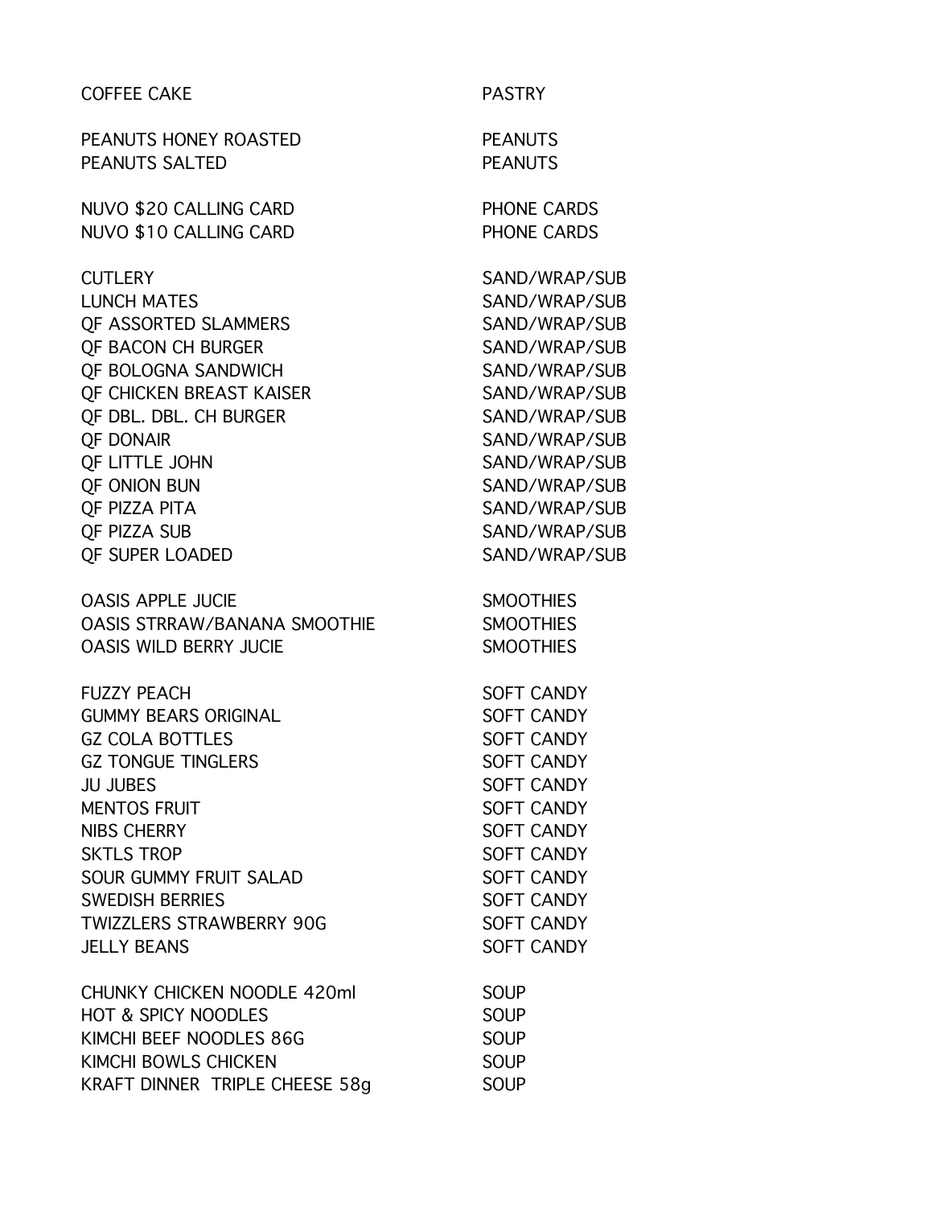| | |
|---|---|
| COFFEE CAKE | PASTRY |
| | |
| PEANUTS HONEY ROASTED | PEANUTS |
| PEANUTS SALTED | PEANUTS |
| | |
| NUVO $20 CALLING CARD | PHONE CARDS |
| NUVO $10 CALLING CARD | PHONE CARDS |
| | |
| CUTLERY | SAND/WRAP/SUB |
| LUNCH MATES | SAND/WRAP/SUB |
| QF ASSORTED SLAMMERS | SAND/WRAP/SUB |
| QF BACON CH BURGER | SAND/WRAP/SUB |
| QF BOLOGNA SANDWICH | SAND/WRAP/SUB |
| QF CHICKEN BREAST KAISER | SAND/WRAP/SUB |
| QF DBL. DBL. CH BURGER | SAND/WRAP/SUB |
| QF DONAIR | SAND/WRAP/SUB |
| QF LITTLE JOHN | SAND/WRAP/SUB |
| QF ONION BUN | SAND/WRAP/SUB |
| QF PIZZA PITA | SAND/WRAP/SUB |
| QF PIZZA SUB | SAND/WRAP/SUB |
| QF SUPER LOADED | SAND/WRAP/SUB |
| | |
| OASIS APPLE JUCIE | SMOOTHIES |
| OASIS STRRAW/BANANA SMOOTHIE | SMOOTHIES |
| OASIS WILD BERRY JUCIE | SMOOTHIES |
| | |
| FUZZY PEACH | SOFT CANDY |
| GUMMY BEARS ORIGINAL | SOFT CANDY |
| GZ COLA BOTTLES | SOFT CANDY |
| GZ TONGUE TINGLERS | SOFT CANDY |
| JU JUBES | SOFT CANDY |
| MENTOS FRUIT | SOFT CANDY |
| NIBS CHERRY | SOFT CANDY |
| SKTLS TROP | SOFT CANDY |
| SOUR GUMMY FRUIT SALAD | SOFT CANDY |
| SWEDISH BERRIES | SOFT CANDY |
| TWIZZLERS STRAWBERRY 90G | SOFT CANDY |
| JELLY BEANS | SOFT CANDY |
| | |
| CHUNKY CHICKEN NOODLE 420ml | SOUP |
| HOT & SPICY NOODLES | SOUP |
| KIMCHI BEEF NOODLES 86G | SOUP |
| KIMCHI BOWLS CHICKEN | SOUP |
| KRAFT DINNER TRIPLE CHEESE 58g | SOUP |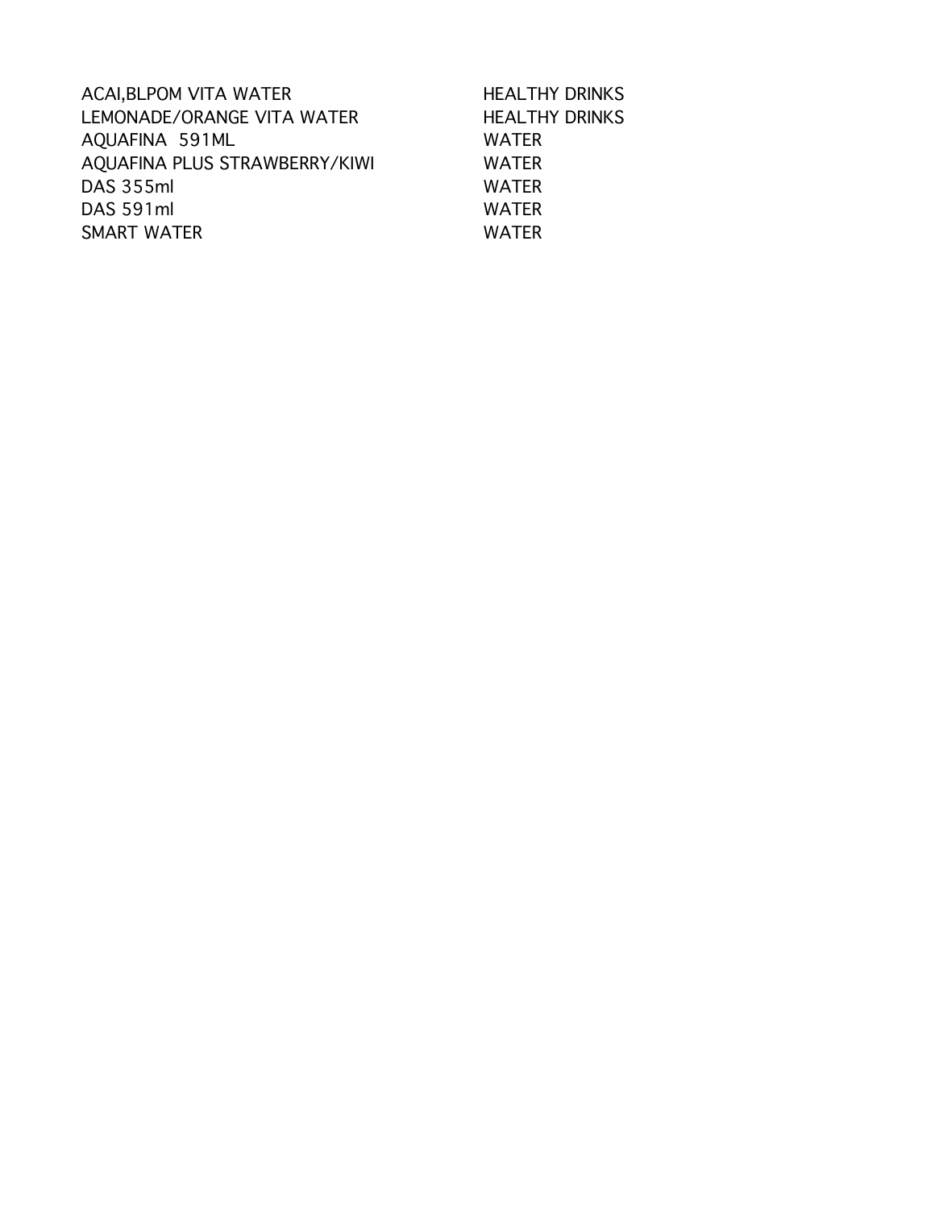| | |
|---|---|
| ACAI,BLPOM VITA WATER | HEALTHY DRINKS |
| LEMONADE/ORANGE VITA WATER | HEALTHY DRINKS |
| AQUAFINA 591ML | WATER |
| AQUAFINA PLUS STRAWBERRY/KIWI | WATER |
| DAS 355ml | WATER |
| DAS 591ml | WATER |
| SMART WATER | WATER |